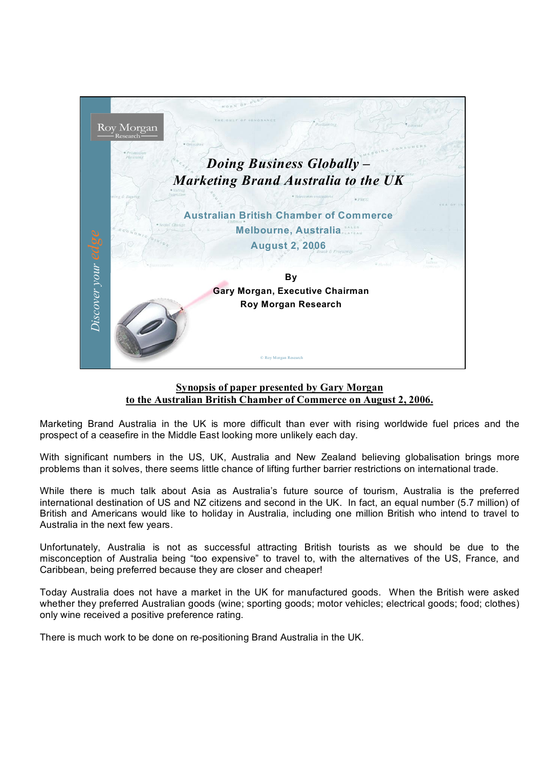Roy Morgan Research

# Doing Business Globally – Marketing Brand Australia to the UK

**Australian British Chamber of Commerce**
**Melbourne, Australia**
**August 2, 2006**

**By**
**Gary Morgan, Executive Chairman**
**Roy Morgan Research**

*Discover your edge*

© Roy Morgan Research

## Synopsis of paper presented by Gary Morgan to the Australian British Chamber of Commerce on August 2, 2006.

Marketing Brand Australia in the UK is more difficult than ever with rising worldwide fuel prices and the prospect of a ceasefire in the Middle East looking more unlikely each day.

With significant numbers in the US, UK, Australia and New Zealand believing globalisation brings more problems than it solves, there seems little chance of lifting further barrier restrictions on international trade.

While there is much talk about Asia as Australia's future source of tourism, Australia is the preferred international destination of US and NZ citizens and second in the UK. In fact, an equal number (5.7 million) of British and Americans would like to holiday in Australia, including one million British who intend to travel to Australia in the next few years.

Unfortunately, Australia is not as successful attracting British tourists as we should be due to the misconception of Australia being "too expensive" to travel to, with the alternatives of the US, France, and Caribbean, being preferred because they are closer and cheaper!

Today Australia does not have a market in the UK for manufactured goods. When the British were asked whether they preferred Australian goods (wine; sporting goods; motor vehicles; electrical goods; food; clothes) only wine received a positive preference rating.

There is much work to be done on re-positioning Brand Australia in the UK.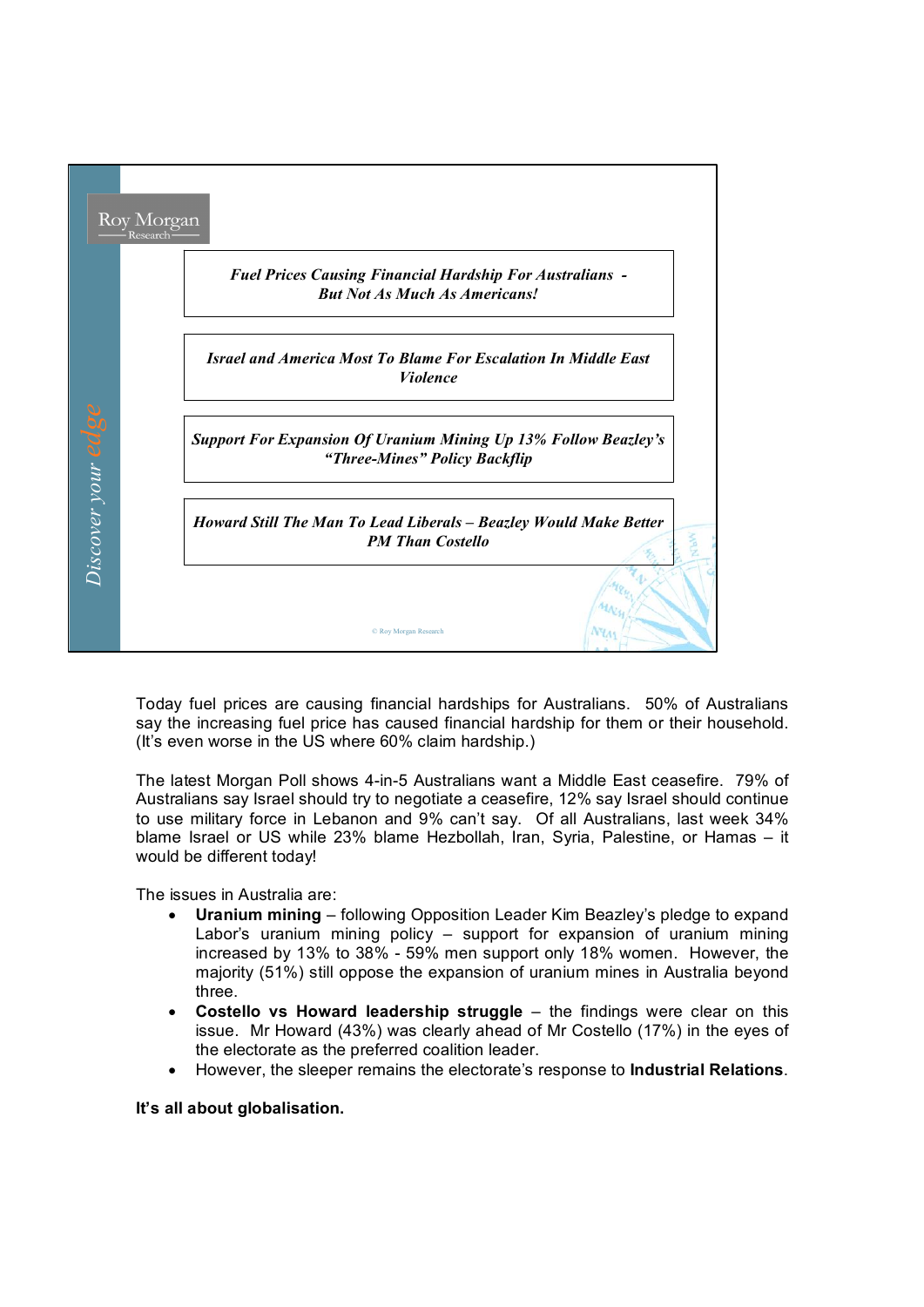Roy Morgan Research

*Discover your edge*

***Fuel Prices Causing Financial Hardship For Australians - But Not As Much As Americans!***

***Israel and America Most To Blame For Escalation In Middle East Violence***

***Support For Expansion Of Uranium Mining Up 13% Follow Beazley's "Three-Mines" Policy Backflip***

***Howard Still The Man To Lead Liberals – Beazley Would Make Better PM Than Costello***

© Roy Morgan Research

Today fuel prices are causing financial hardships for Australians. 50% of Australians say the increasing fuel price has caused financial hardship for them or their household. (It's even worse in the US where 60% claim hardship.)

The latest Morgan Poll shows 4-in-5 Australians want a Middle East ceasefire. 79% of Australians say Israel should try to negotiate a ceasefire, 12% say Israel should continue to use military force in Lebanon and 9% can't say. Of all Australians, last week 34% blame Israel or US while 23% blame Hezbollah, Iran, Syria, Palestine, or Hamas – it would be different today!

The issues in Australia are:

- **Uranium mining** – following Opposition Leader Kim Beazley's pledge to expand Labor's uranium mining policy – support for expansion of uranium mining increased by 13% to 38% - 59% men support only 18% women. However, the majority (51%) still oppose the expansion of uranium mines in Australia beyond three.
- **Costello vs Howard leadership struggle** – the findings were clear on this issue. Mr Howard (43%) was clearly ahead of Mr Costello (17%) in the eyes of the electorate as the preferred coalition leader.
- However, the sleeper remains the electorate's response to **Industrial Relations**.

**It's all about globalisation.**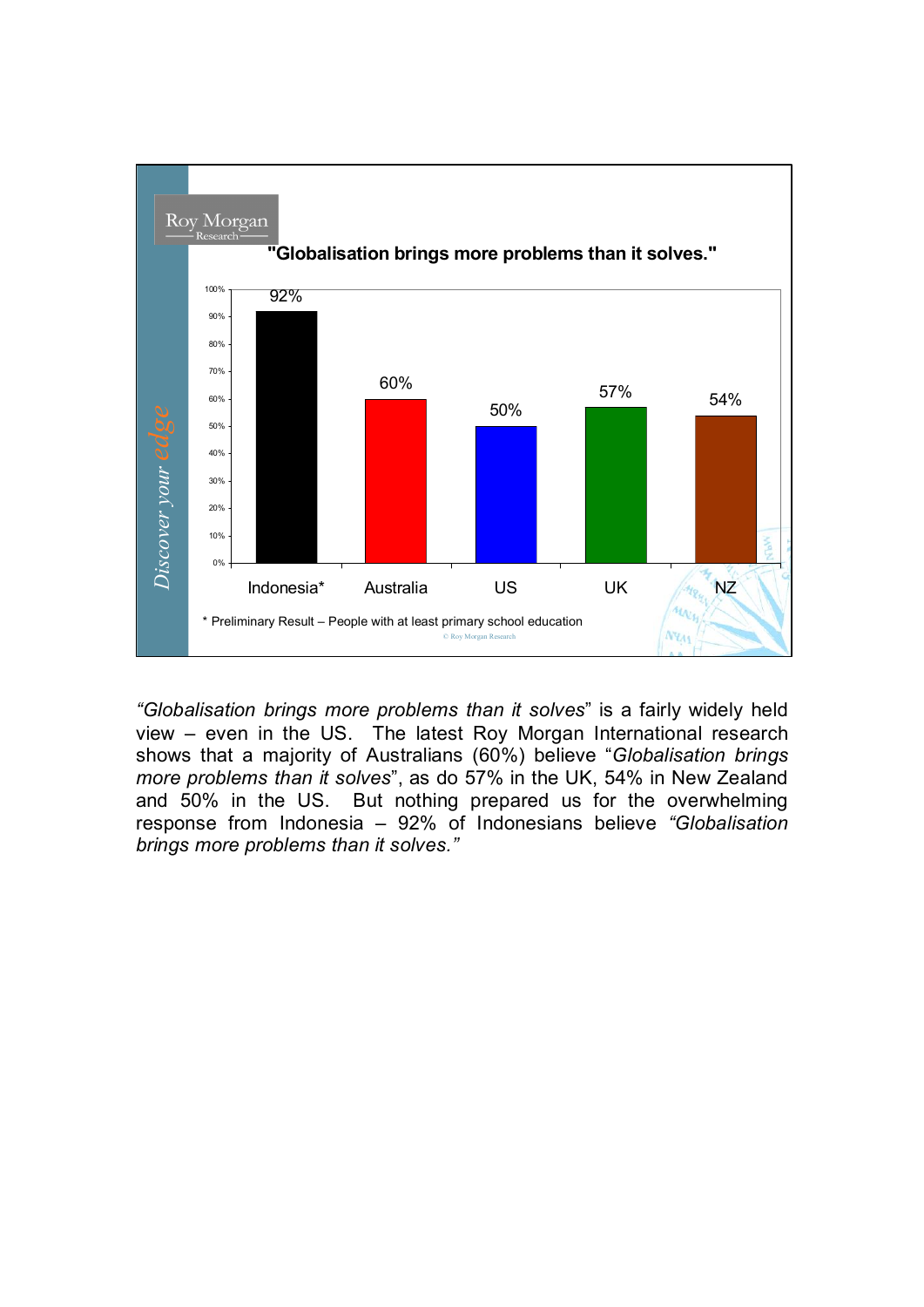**"Globalisation brings more problems than it solves."**

| Indonesia* | Australia | US | UK | NZ |
|---|---|---|---|---|
| 92% | 60% | 50% | 57% | 54% |

\* Preliminary Result – People with at least primary school education

*"Globalisation brings more problems than it solves"* is a fairly widely held view – even in the US. The latest Roy Morgan International research shows that a majority of Australians (60%) believe "*Globalisation brings more problems than it solves*", as do 57% in the UK, 54% in New Zealand and 50% in the US. But nothing prepared us for the overwhelming response from Indonesia – 92% of Indonesians believe *"Globalisation brings more problems than it solves."*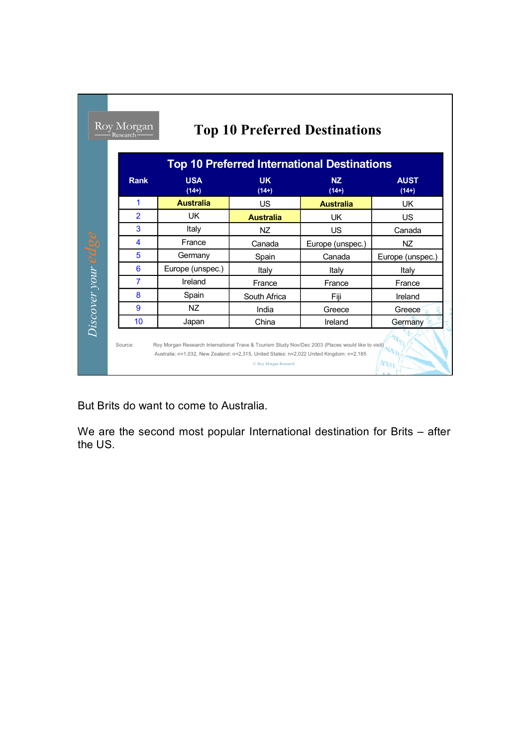## Top 10 Preferred Destinations

**Top 10 Preferred International Destinations**

| Rank | USA (14+) | UK (14+) | NZ (14+) | AUST (14+) |
|---|---|---|---|---|
| 1 | **Australia** | US | **Australia** | UK |
| 2 | UK | **Australia** | UK | US |
| 3 | Italy | NZ | US | Canada |
| 4 | France | Canada | Europe (unspec.) | NZ |
| 5 | Germany | Spain | Canada | Europe (unspec.) |
| 6 | Europe (unspec.) | Italy | Italy | Italy |
| 7 | Ireland | France | France | France |
| 8 | Spain | South Africa | Fiji | Ireland |
| 9 | NZ | India | Greece | Greece |
| 10 | Japan | China | Ireland | Germany |

Source: Roy Morgan Research International Trave & Tourism Study Nov/Dec 2003 (Places would like to visit)
Australia: n=1,032, New Zealand: n=2,315, United States: n=2,022 United Kingdom: n=2,185

© Roy Morgan Research

But Brits do want to come to Australia.

We are the second most popular International destination for Brits – after the US.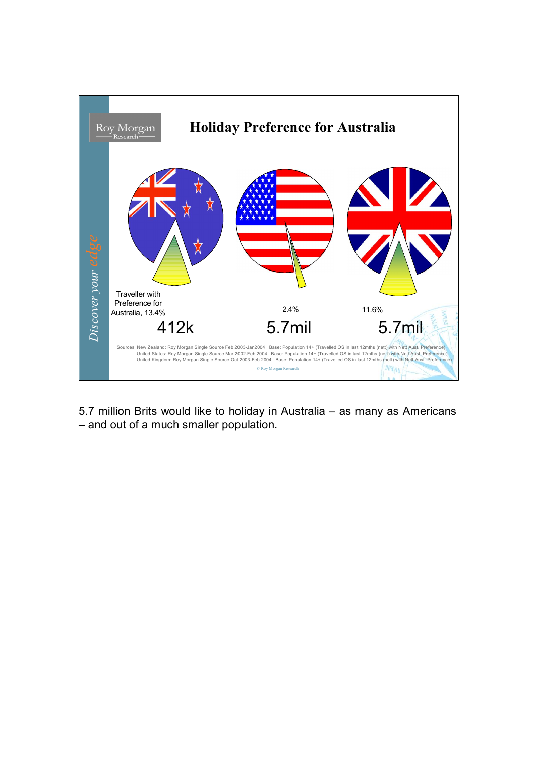## Holiday Preference for Australia

Roy Morgan Research

*Discover your edge*

| | New Zealand | United States | United Kingdom |
|---|---|---|---|
| Traveller with Preference for Australia | 13.4% | 2.4% | 11.6% |
| | 412k | 5.7mil | 5.7mil |

Sources: New Zealand: Roy Morgan Single Source Feb 2003-Jan2004 Base: Population 14+ (Travelled OS in last 12mths (nett) with Nett Aust. Preference)
United States: Roy Morgan Single Source Mar 2002-Feb 2004 Base: Population 14+ (Travelled OS in last 12mths (nett) with Nett Aust. Preference)
United Kingdom: Roy Morgan Single Source Oct 2003-Feb 2004 Base: Population 14+ (Travelled OS in last 12mths (nett) with Nett Aust. Preference)

© Roy Morgan Research

5.7 million Brits would like to holiday in Australia – as many as Americans – and out of a much smaller population.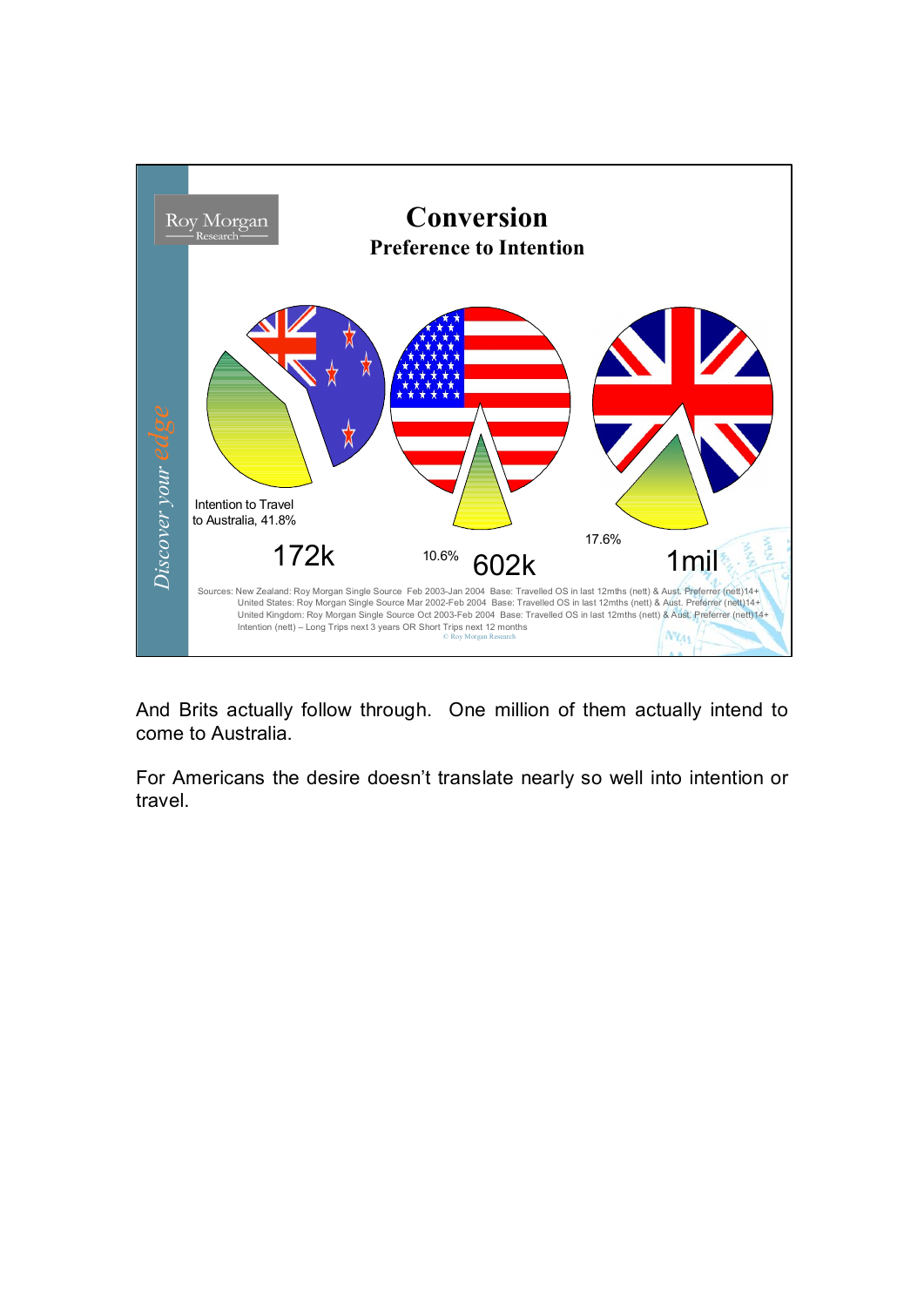# Conversion

## Preference to Intention

Intention to Travel to Australia, 41.8%

172k

10.6% 602k

17.6% 1mil

Sources: New Zealand: Roy Morgan Single Source Feb 2003-Jan 2004 Base: Travelled OS in last 12mths (nett) & Aust. Preferrer (nett)14+
United States: Roy Morgan Single Source Mar 2002-Feb 2004 Base: Travelled OS in last 12mths (nett) & Aust. Preferrer (nett)14+
United Kingdom: Roy Morgan Single Source Oct 2003-Feb 2004 Base: Travelled OS in last 12mths (nett) & Aust. Preferrer (nett)14+
Intention (nett) – Long Trips next 3 years OR Short Trips next 12 months

© Roy Morgan Research

*Discover your edge*

And Brits actually follow through. One million of them actually intend to come to Australia.

For Americans the desire doesn't translate nearly so well into intention or travel.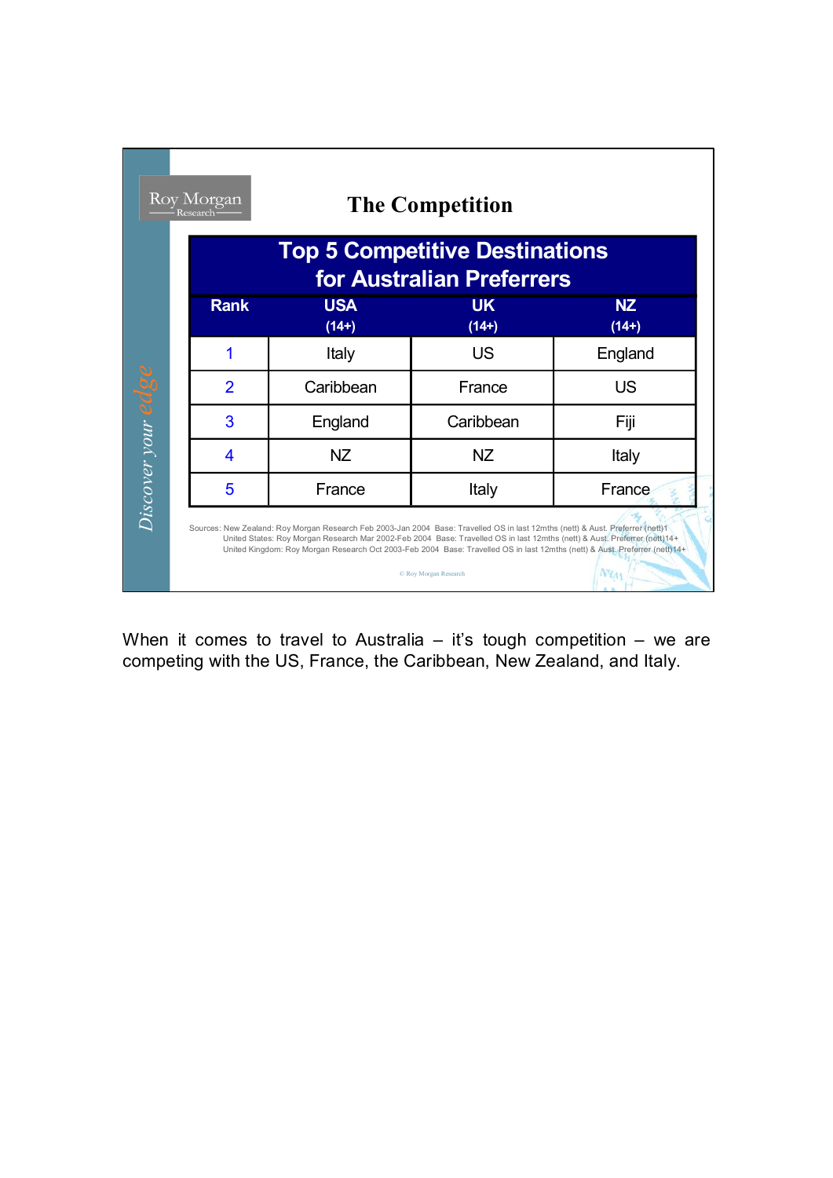Roy Morgan Research

## The Competition

| Top 5 Competitive Destinations for Australian Preferrers | | | |
|---|---|---|---|
| Rank | USA (14+) | UK (14+) | NZ (14+) |
| 1 | Italy | US | England |
| 2 | Caribbean | France | US |
| 3 | England | Caribbean | Fiji |
| 4 | NZ | NZ | Italy |
| 5 | France | Italy | France |

Sources: New Zealand: Roy Morgan Research Feb 2003-Jan 2004 Base: Travelled OS in last 12mths (nett) & Aust. Preferrer (nett)1
United States: Roy Morgan Research Mar 2002-Feb 2004 Base: Travelled OS in last 12mths (nett) & Aust. Preferrer (nett)14+
United Kingdom: Roy Morgan Research Oct 2003-Feb 2004 Base: Travelled OS in last 12mths (nett) & Aust. Preferrer (nett)14+

© Roy Morgan Research

*Discover your edge*

When it comes to travel to Australia – it's tough competition – we are competing with the US, France, the Caribbean, New Zealand, and Italy.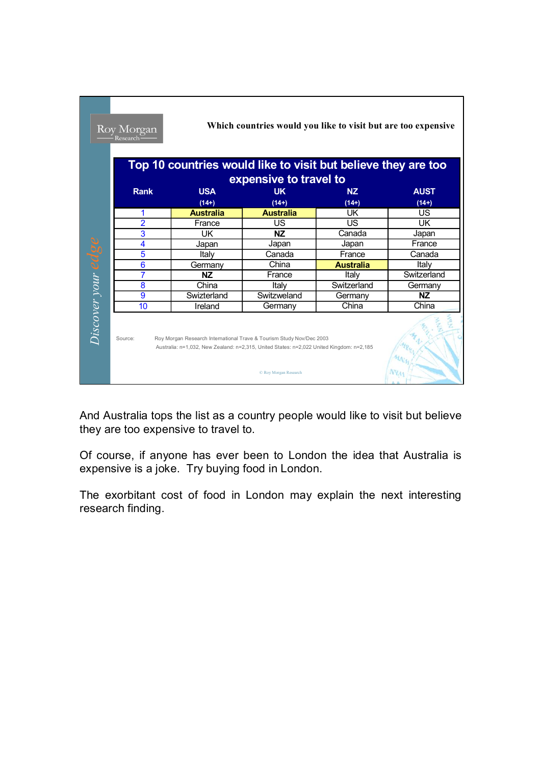Roy Morgan Research

Which countries would you like to visit but are too expensive

| Top 10 countries would like to visit but believe they are too expensive to travel to | | | | |
|---|---|---|---|---|
| Rank | USA (14+) | UK (14+) | NZ (14+) | AUST (14+) |
| 1 | **Australia** | **Australia** | UK | US |
| 2 | France | US | US | UK |
| 3 | UK | **NZ** | Canada | Japan |
| 4 | Japan | Japan | Japan | France |
| 5 | Italy | Canada | France | Canada |
| 6 | Germany | China | **Australia** | Italy |
| 7 | **NZ** | France | Italy | Switzerland |
| 8 | China | Italy | Switzerland | Germany |
| 9 | Swizterland | Switzweland | Germany | **NZ** |
| 10 | Ireland | Germany | China | China |

Source: Roy Morgan Research International Trave & Tourism Study Nov/Dec 2003
Australia: n=1,032, New Zealand: n=2,315, United States: n=2,022 United Kingdom: n=2,185

© Roy Morgan Research

Discover your edge

And Australia tops the list as a country people would like to visit but believe they are too expensive to travel to.

Of course, if anyone has ever been to London the idea that Australia is expensive is a joke. Try buying food in London.

The exorbitant cost of food in London may explain the next interesting research finding.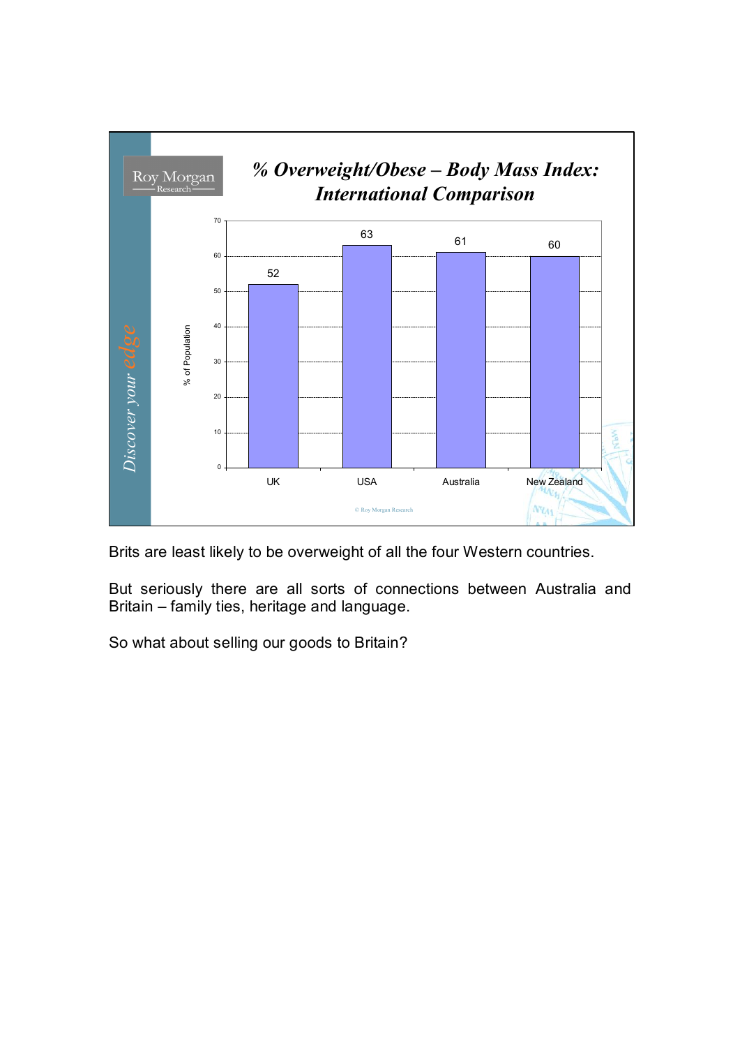# % Overweight/Obese – Body Mass Index: International Comparison

| Country | % of Population |
|---|---|
| UK | 52 |
| USA | 63 |
| Australia | 61 |
| New Zealand | 60 |

© Roy Morgan Research

Brits are least likely to be overweight of all the four Western countries.

But seriously there are all sorts of connections between Australia and Britain – family ties, heritage and language.

So what about selling our goods to Britain?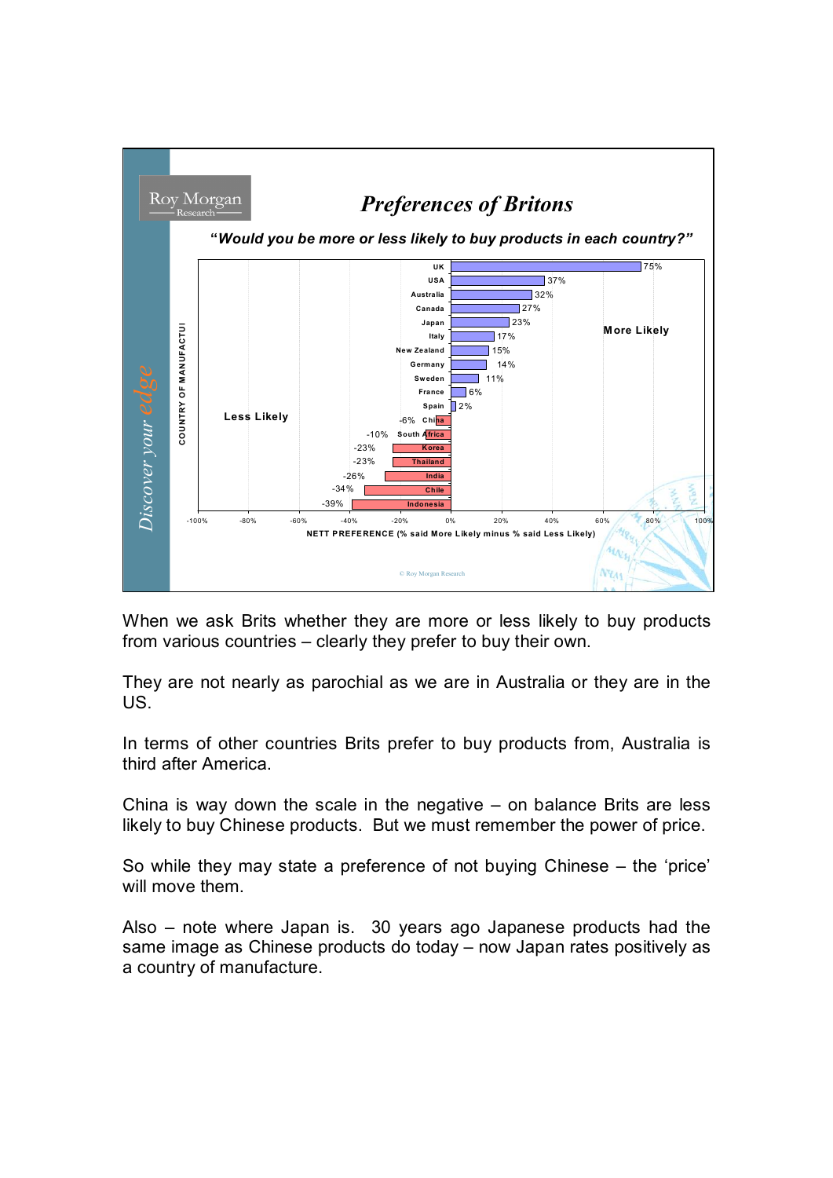## Preferences of Britons

**"Would you be more or less likely to buy products in each country?"**

| COUNTRY OF MANUFACTURE | NETT PREFERENCE (% said More Likely minus % said Less Likely) |
|---|---|
| UK | 75% |
| USA | 37% |
| Australia | 32% |
| Canada | 27% |
| Japan | 23% |
| Italy | 17% |
| New Zealand | 15% |
| Germany | 14% |
| Sweden | 11% |
| France | 6% |
| Spain | 2% |
| China | -6% |
| South Africa | -10% |
| Korea | -23% |
| Thailand | -23% |
| India | -26% |
| Chile | -34% |
| Indonesia | -39% |

© Roy Morgan Research

When we ask Brits whether they are more or less likely to buy products from various countries – clearly they prefer to buy their own.

They are not nearly as parochial as we are in Australia or they are in the US.

In terms of other countries Brits prefer to buy products from, Australia is third after America.

China is way down the scale in the negative – on balance Brits are less likely to buy Chinese products. But we must remember the power of price.

So while they may state a preference of not buying Chinese – the 'price' will move them.

Also – note where Japan is. 30 years ago Japanese products had the same image as Chinese products do today – now Japan rates positively as a country of manufacture.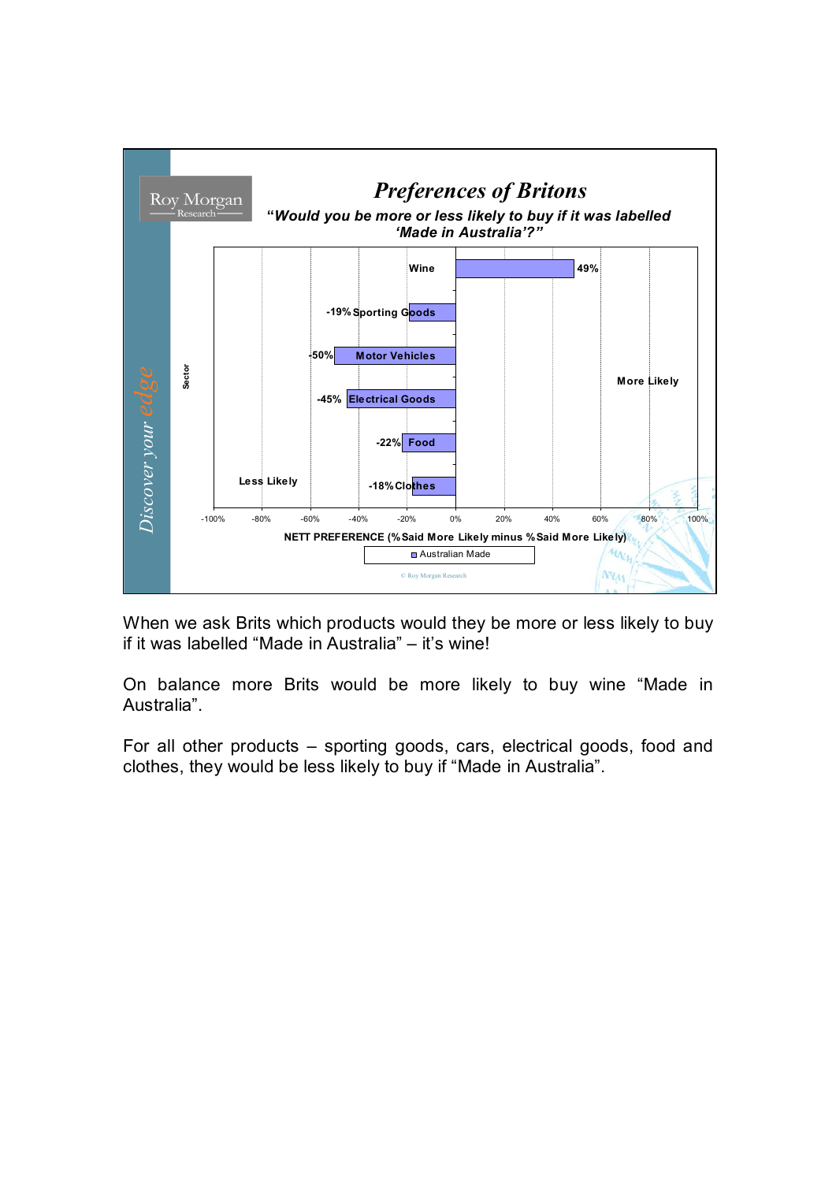## Preferences of Britons

***"Would you be more or less likely to buy if it was labelled 'Made in Australia'?"***

| Sector | NETT PREFERENCE (% Said More Likely minus % Said More Likely) – Australian Made |
|---|---|
| Wine | 49% |
| Sporting Goods | -19% |
| Motor Vehicles | -50% |
| Electrical Goods | -45% |
| Food | -22% |
| Clothes | -18% |

Less Likely ← → More Likely

© Roy Morgan Research

When we ask Brits which products would they be more or less likely to buy if it was labelled "Made in Australia" – it's wine!

On balance more Brits would be more likely to buy wine "Made in Australia".

For all other products – sporting goods, cars, electrical goods, food and clothes, they would be less likely to buy if "Made in Australia".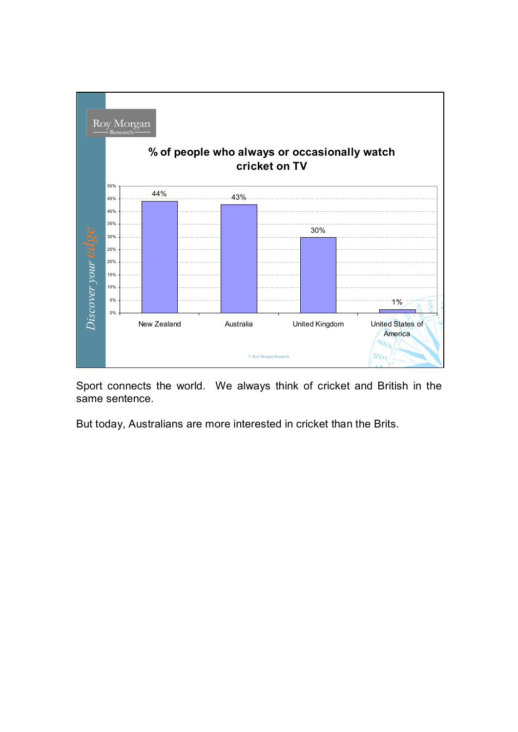**% of people who always or occasionally watch cricket on TV**

| Country | % |
|---|---|
| New Zealand | 44% |
| Australia | 43% |
| United Kingdom | 30% |
| United States of America | 1% |

© Roy Morgan Research

Sport connects the world. We always think of cricket and British in the same sentence.

But today, Australians are more interested in cricket than the Brits.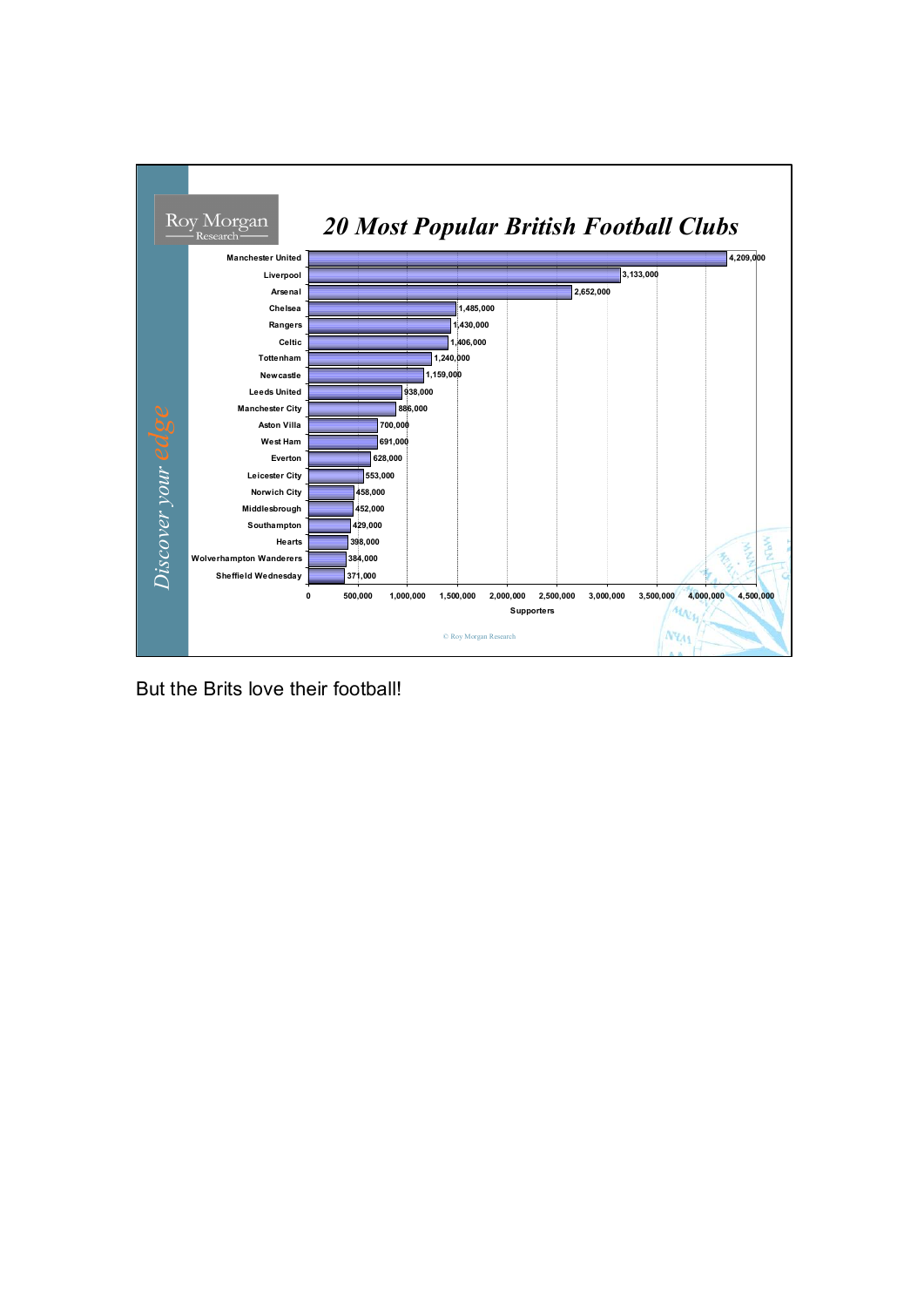## 20 Most Popular British Football Clubs

| Club | Supporters |
|---|---|
| Manchester United | 4,209,000 |
| Liverpool | 3,133,000 |
| Arsenal | 2,652,000 |
| Chelsea | 1,485,000 |
| Rangers | 1,430,000 |
| Celtic | 1,406,000 |
| Tottenham | 1,240,000 |
| Newcastle | 1,159,000 |
| Leeds United | 938,000 |
| Manchester City | 886,000 |
| Aston Villa | 700,000 |
| West Ham | 691,000 |
| Everton | 628,000 |
| Leicester City | 553,000 |
| Norwich City | 458,000 |
| Middlesbrough | 452,000 |
| Southampton | 429,000 |
| Hearts | 398,000 |
| Wolverhampton Wanderers | 384,000 |
| Sheffield Wednesday | 371,000 |

© Roy Morgan Research

But the Brits love their football!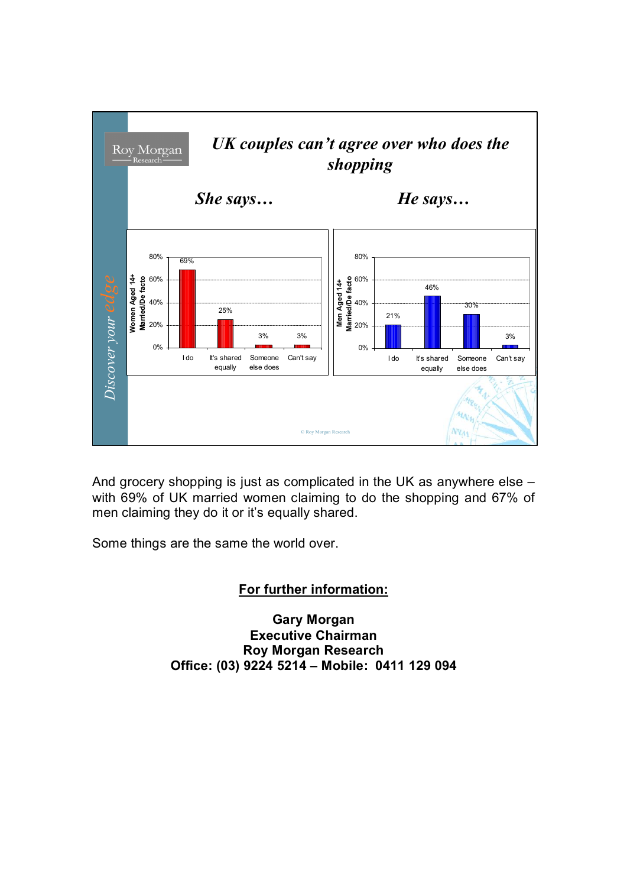Roy Morgan Research

*UK couples can't agree over who does the shopping*

*She says…*

Women Aged 14+ Married/De facto

80%
60%
40%
20%
0%

69%
25%
3%
3%

I do
It's shared equally
Someone else does
Can't say

*He says…*

Men Aged 14+ Married/De facto

80%
60%
40%
20%
0%

21%
46%
30%
3%

I do
It's shared equally
Someone else does
Can't say

Discover your edge

© Roy Morgan Research

And grocery shopping is just as complicated in the UK as anywhere else – with 69% of UK married women claiming to do the shopping and 67% of men claiming they do it or it's equally shared.

Some things are the same the world over.

**For further information:**

**Gary Morgan**
**Executive Chairman**
**Roy Morgan Research**
**Office: (03) 9224 5214 – Mobile: 0411 129 094**